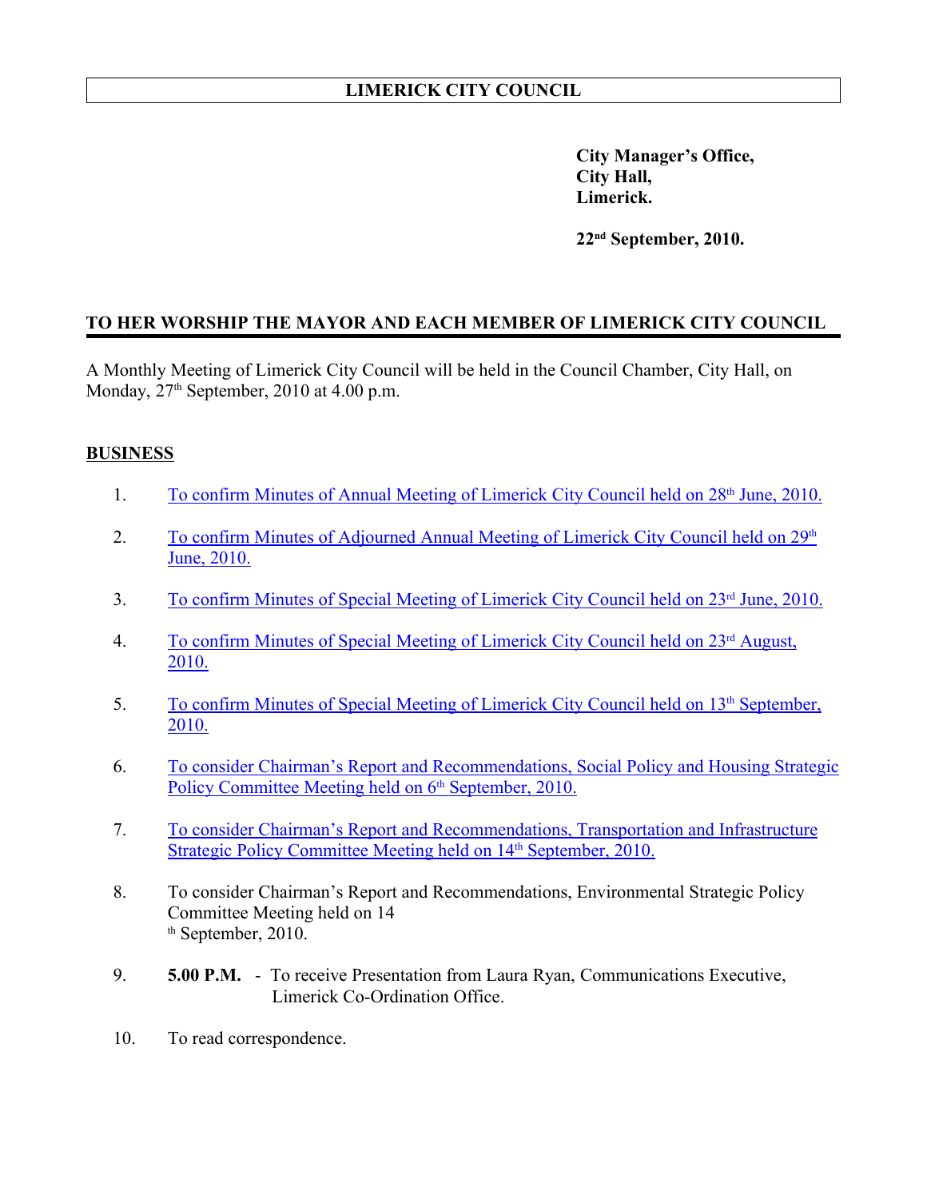# LIMERICK CITY COUNCIL

**City Manager's Office,**
**City Hall,**
**Limerick.**

**22nd September, 2010.**

## TO HER WORSHIP THE MAYOR AND EACH MEMBER OF LIMERICK CITY COUNCIL

A Monthly Meeting of Limerick City Council will be held in the Council Chamber, City Hall, on Monday, 27th September, 2010 at 4.00 p.m.

## BUSINESS

1. To confirm Minutes of Annual Meeting of Limerick City Council held on 28th June, 2010.

2. To confirm Minutes of Adjourned Annual Meeting of Limerick City Council held on 29th June, 2010.

3. To confirm Minutes of Special Meeting of Limerick City Council held on 23rd June, 2010.

4. To confirm Minutes of Special Meeting of Limerick City Council held on 23rd August, 2010.

5. To confirm Minutes of Special Meeting of Limerick City Council held on 13th September, 2010.

6. To consider Chairman's Report and Recommendations, Social Policy and Housing Strategic Policy Committee Meeting held on 6th September, 2010.

7. To consider Chairman's Report and Recommendations, Transportation and Infrastructure Strategic Policy Committee Meeting held on 14th September, 2010.

8. To consider Chairman's Report and Recommendations, Environmental Strategic Policy Committee Meeting held on 14th September, 2010.

9. **5.00 P.M.** - To receive Presentation from Laura Ryan, Communications Executive, Limerick Co-Ordination Office.

10. To read correspondence.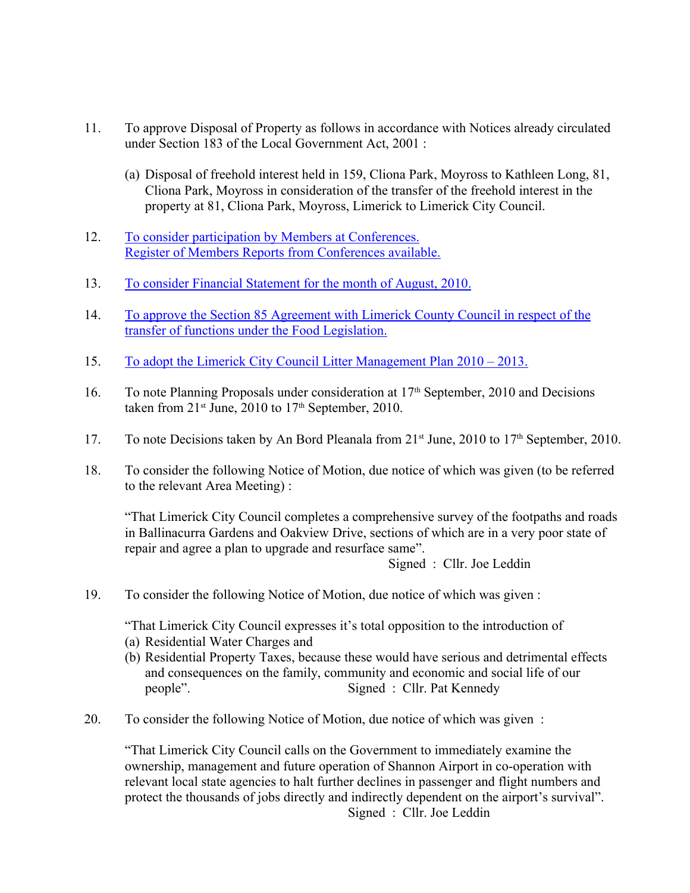11. To approve Disposal of Property as follows in accordance with Notices already circulated under Section 183 of the Local Government Act, 2001 :

    (a) Disposal of freehold interest held in 159, Cliona Park, Moyross to Kathleen Long, 81, Cliona Park, Moyross in consideration of the transfer of the freehold interest in the property at 81, Cliona Park, Moyross, Limerick to Limerick City Council.

12. To consider participation by Members at Conferences.
    Register of Members Reports from Conferences available.

13. To consider Financial Statement for the month of August, 2010.

14. To approve the Section 85 Agreement with Limerick County Council in respect of the transfer of functions under the Food Legislation.

15. To adopt the Limerick City Council Litter Management Plan 2010 – 2013.

16. To note Planning Proposals under consideration at 17th September, 2010 and Decisions taken from 21st June, 2010 to 17th September, 2010.

17. To note Decisions taken by An Bord Pleanala from 21st June, 2010 to 17th September, 2010.

18. To consider the following Notice of Motion, due notice of which was given (to be referred to the relevant Area Meeting) :

    "That Limerick City Council completes a comprehensive survey of the footpaths and roads in Ballinacurra Gardens and Oakview Drive, sections of which are in a very poor state of repair and agree a plan to upgrade and resurface same".

    Signed : Cllr. Joe Leddin

19. To consider the following Notice of Motion, due notice of which was given :

    "That Limerick City Council expresses it's total opposition to the introduction of
    (a) Residential Water Charges and
    (b) Residential Property Taxes, because these would have serious and detrimental effects and consequences on the family, community and economic and social life of our people".

    Signed : Cllr. Pat Kennedy

20. To consider the following Notice of Motion, due notice of which was given :

    "That Limerick City Council calls on the Government to immediately examine the ownership, management and future operation of Shannon Airport in co-operation with relevant local state agencies to halt further declines in passenger and flight numbers and protect the thousands of jobs directly and indirectly dependent on the airport's survival".

    Signed : Cllr. Joe Leddin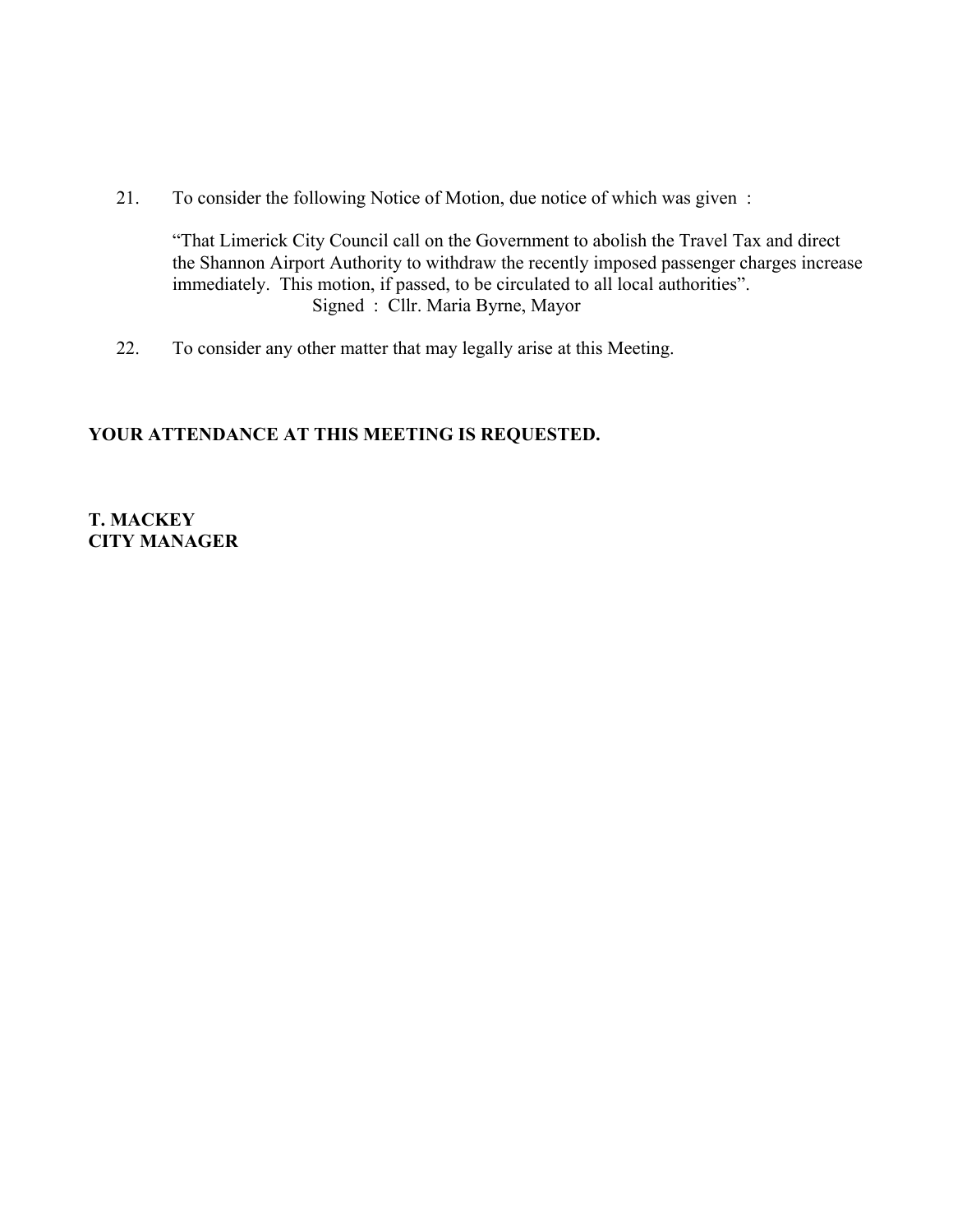21. To consider the following Notice of Motion, due notice of which was given :

    "That Limerick City Council call on the Government to abolish the Travel Tax and direct the Shannon Airport Authority to withdraw the recently imposed passenger charges increase immediately. This motion, if passed, to be circulated to all local authorities".

    Signed : Cllr. Maria Byrne, Mayor

22. To consider any other matter that may legally arise at this Meeting.

**YOUR ATTENDANCE AT THIS MEETING IS REQUESTED.**

**T. MACKEY**
**CITY MANAGER**